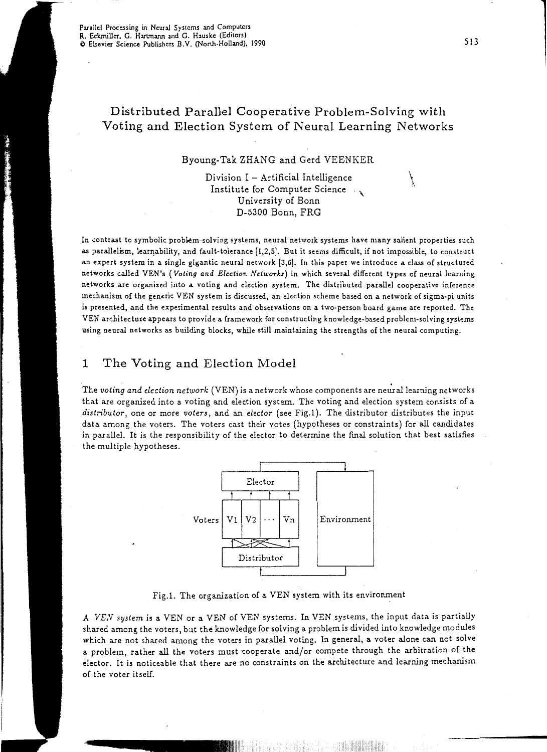# Distributed Parallel Cooperative Problem-Solving with Voting and Election System of Neural Learning Networks

Byoung-Tak ZHANG and Gerd VEENKER

Division I – Artificial Intelligence
Institute for Computer Science
University of Bonn
D-5300 Bonn, FRG

In contrast to symbolic problem-solving systems, neural network systems have many salient properties such as parallelism, learnability, and fault-tolerance [1,2,5]. But it seems difficult, if not impossible, to construct an expert system in a single gigantic neural network [3,6]. In this paper we introduce a class of structured networks called VEN's (*Voting and Election Networks*) in which several different types of neural learning networks are organized into a voting and election system. The distributed parallel cooperative inference mechanism of the generic VEN system is discussed, an election scheme based on a network of sigma-pi units is presented, and the experimental results and observations on a two-person board game are reported. The VEN architecture appears to provide a framework for constructing knowledge-based problem-solving systems using neural networks as building blocks, while still maintaining the strengths of the neural computing.

## 1 The Voting and Election Model

The *voting and election network* (VEN) is a network whose components are neural learning networks that are organized into a voting and election system. The voting and election system consists of a *distributor*, one or more *voters*, and an *elector* (see Fig.1). The distributor distributes the input data among the voters. The voters cast their votes (hypotheses or constraints) for all candidates in parallel. It is the responsibility of the elector to determine the final solution that best satisfies the multiple hypotheses.

Fig.1. The organization of a VEN system with its environment

A *VEN system* is a VEN or a VEN of VEN systems. In VEN systems, the input data is partially shared among the voters, but the knowledge for solving a problem is divided into knowledge modules which are not shared among the voters in parallel voting. In general, a voter alone can not solve a problem, rather all the voters must cooperate and/or compete through the arbitration of the elector. It is noticeable that there are no constraints on the architecture and learning mechanism of the voter itself.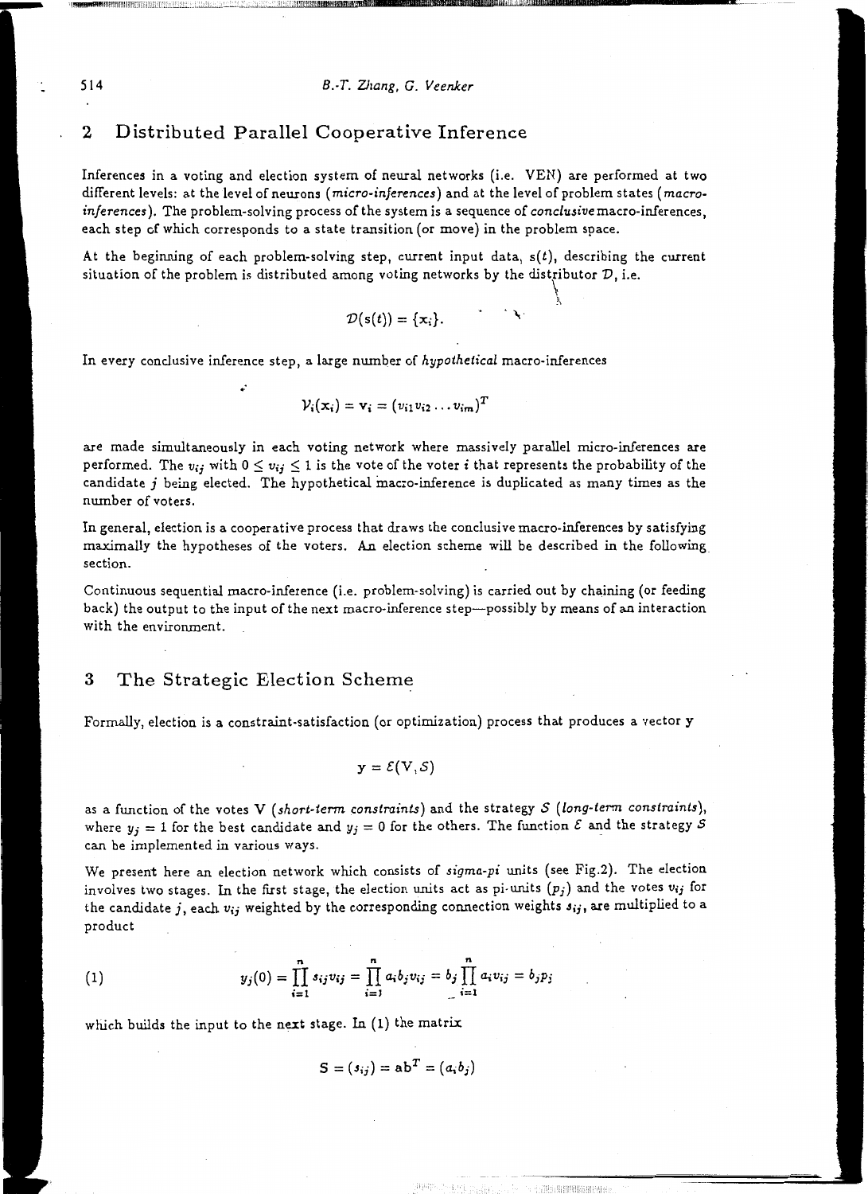## 2 Distributed Parallel Cooperative Inference

Inferences in a voting and election system of neural networks (i.e. VEN) are performed at two different levels: at the level of neurons (*micro-inferences*) and at the level of problem states (*macro-inferences*). The problem-solving process of the system is a sequence of *conclusive* macro-inferences, each step of which corresponds to a state transition (or move) in the problem space.

At the beginning of each problem-solving step, current input data, $\mathbf{s}(t)$, describing the current situation of the problem is distributed among voting networks by the distributor $\mathcal{D}$, i.e.

$$\mathcal{D}(\mathbf{s}(t)) = \{\mathbf{x}_i\}.$$

In every conclusive inference step, a large number of *hypothetical* macro-inferences

$$\mathcal{V}_i(\mathbf{x}_i) = \mathbf{v}_i = (v_{i1} v_{i2} \dots v_{im})^T$$

are made simultaneously in each voting network where massively parallel micro-inferences are performed. The $v_{ij}$ with $0 \le v_{ij} \le 1$ is the vote of the voter $i$ that represents the probability of the candidate $j$ being elected. The hypothetical macro-inference is duplicated as many times as the number of voters.

In general, election is a cooperative process that draws the conclusive macro-inferences by satisfying maximally the hypotheses of the voters. An election scheme will be described in the following section.

Continuous sequential macro-inference (i.e. problem-solving) is carried out by chaining (or feeding back) the output to the input of the next macro-inference step—possibly by means of an interaction with the environment.

## 3 The Strategic Election Scheme

Formally, election is a constraint-satisfaction (or optimization) process that produces a vector $\mathbf{y}$

$$\mathbf{y} = \mathcal{E}(\mathrm{V}, \mathcal{S})$$

as a function of the votes V (*short-term constraints*) and the strategy $\mathcal{S}$ (*long-term constraints*), where $y_j = 1$ for the best candidate and $y_j = 0$ for the others. The function $\mathcal{E}$ and the strategy $\mathcal{S}$ can be implemented in various ways.

We present here an election network which consists of *sigma-pi* units (see Fig.2). The election involves two stages. In the first stage, the election units act as pi-units ($p_j$) and the votes $v_{ij}$ for the candidate $j$, each $v_{ij}$ weighted by the corresponding connection weights $s_{ij}$, are multiplied to a product

$$y_j(0) = \prod_{i=1}^{n} s_{ij} v_{ij} = \prod_{i=1}^{n} a_i b_j v_{ij} = b_j \prod_{i=1}^{n} a_i v_{ij} = b_j p_j \tag{1}$$

which builds the input to the next stage. In (1) the matrix

$$\mathbf{S} = (s_{ij}) = \mathbf{a}\mathbf{b}^T = (a_i b_j)$$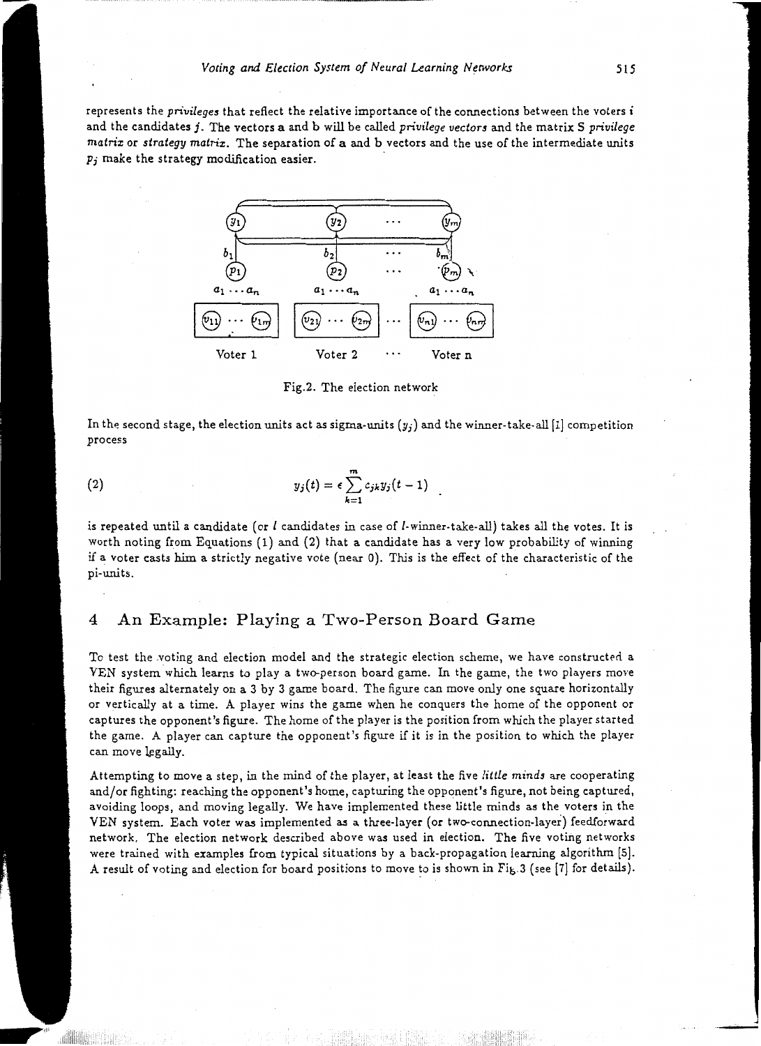represents the *privileges* that reflect the relative importance of the connections between the voters $i$ and the candidates $j$. The vectors **a** and **b** will be called *privilege vectors* and the matrix S *privilege matrix* or *strategy matrix*. The separation of **a** and **b** vectors and the use of the intermediate units $p_j$ make the strategy modification easier.

Fig.2. The election network

In the second stage, the election units act as sigma-units ($y_j$) and the winner-take-all [1] competition process

$$y_j(t) = \epsilon \sum_{k=1}^{m} c_{jk} y_j(t-1) \tag{2}$$

is repeated until a candidate (or $l$ candidates in case of $l$-winner-take-all) takes all the votes. It is worth noting from Equations (1) and (2) that a candidate has a very low probability of winning if a voter casts him a strictly negative vote (near 0). This is the effect of the characteristic of the pi-units.

## 4 An Example: Playing a Two-Person Board Game

To test the voting and election model and the strategic election scheme, we have constructed a VEN system which learns to play a two-person board game. In the game, the two players move their figures alternately on a 3 by 3 game board. The figure can move only one square horizontally or vertically at a time. A player wins the game when he conquers the home of the opponent or captures the opponent's figure. The home of the player is the position from which the player started the game. A player can capture the opponent's figure if it is in the position to which the player can move legally.

Attempting to move a step, in the mind of the player, at least the five *little minds* are cooperating and/or fighting: reaching the opponent's home, capturing the opponent's figure, not being captured, avoiding loops, and moving legally. We have implemented these little minds as the voters in the VEN system. Each voter was implemented as a three-layer (or two-connection-layer) feedforward network. The election network described above was used in election. The five voting networks were trained with examples from typical situations by a back-propagation learning algorithm [5]. A result of voting and election for board positions to move to is shown in Fig.3 (see [7] for details).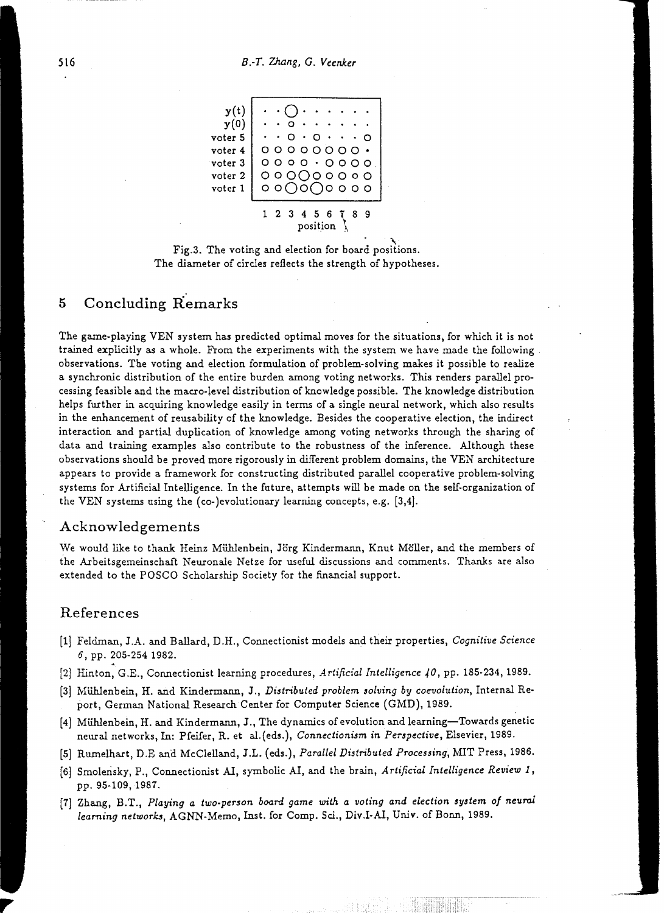y(t)
y(0)
voter 5
voter 4
voter 3
voter 2
voter 1

1 2 3 4 5 6 7 8 9
position

Fig.3. The voting and election for board positions.
The diameter of circles reflects the strength of hypotheses.

## 5 Concluding Remarks

The game-playing VEN system has predicted optimal moves for the situations, for which it is not trained explicitly as a whole. From the experiments with the system we have made the following observations. The voting and election formulation of problem-solving makes it possible to realize a synchronic distribution of the entire burden among voting networks. This renders parallel processing feasible and the macro-level distribution of knowledge possible. The knowledge distribution helps further in acquiring knowledge easily in terms of a single neural network, which also results in the enhancement of reusability of the knowledge. Besides the cooperative election, the indirect interaction and partial duplication of knowledge among voting networks through the sharing of data and training examples also contribute to the robustness of the inference. Although these observations should be proved more rigorously in different problem domains, the VEN architecture appears to provide a framework for constructing distributed parallel cooperative problem-solving systems for Artificial Intelligence. In the future, attempts will be made on the self-organization of the VEN systems using the (co-)evolutionary learning concepts, e.g. [3,4].

## Acknowledgements

We would like to thank Heinz Mühlenbein, Jörg Kindermann, Knut Möller, and the members of the Arbeitsgemeinschaft Neuronale Netze for useful discussions and comments. Thanks are also extended to the POSCO Scholarship Society for the financial support.

## References

[1] Feldman, J.A. and Ballard, D.H., Connectionist models and their properties, *Cognitive Science 6*, pp. 205-254 1982.

[2] Hinton, G.E., Connectionist learning procedures, *Artificial Intelligence 40*, pp. 185-234, 1989.

[3] Mühlenbein, H. and Kindermann, J., *Distributed problem solving by coevolution*, Internal Report, German National Research Center for Computer Science (GMD), 1989.

[4] Mühlenbein, H. and Kindermann, J., The dynamics of evolution and learning—Towards genetic neural networks, In: Pfeifer, R. et al.(eds.), *Connectionism in Perspective*, Elsevier, 1989.

[5] Rumelhart, D.E and McClelland, J.L. (eds.), *Parallel Distributed Processing*, MIT Press, 1986.

[6] Smolensky, P., Connectionist AI, symbolic AI, and the brain, *Artificial Intelligence Review 1*, pp. 95-109, 1987.

[7] Zhang, B.T., *Playing a two-person board game with a voting and election system of neural learning networks*, AGNN-Memo, Inst. for Comp. Sci., Div.I-AI, Univ. of Bonn, 1989.